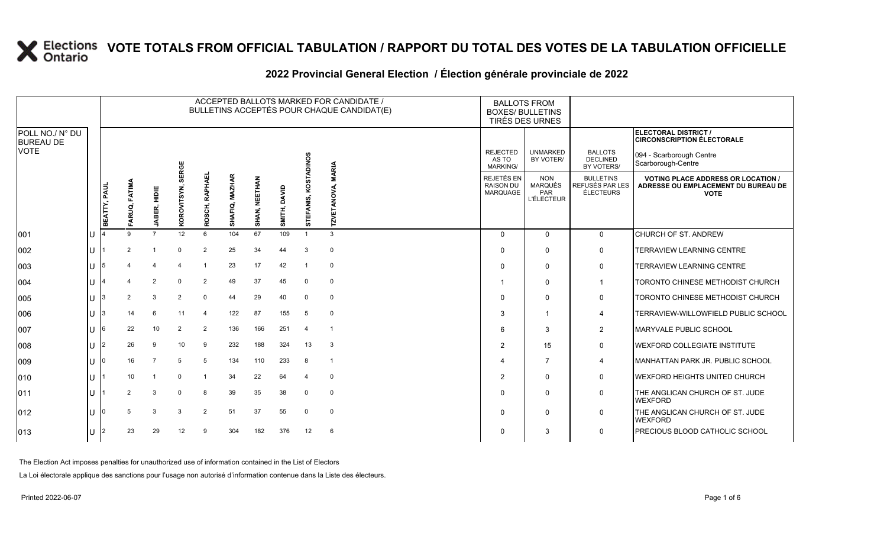# VOTE TOTALS FROM OFFICIAL TABULATION / RAPPORT DU TOTAL DES VOTES DE LA TABULATION OFFICIELLE

## 2022 Provincial General Election / Élection générale provinciale de 2022

**ELECTORAL DISTRICT / CIRCONSCRIPTION ÉLECTORALE:** 094 - Scarborough Centre / Scarborough-Centre

| POLL NO./ N° DU BUREAU DE VOTE | | ACCEPTED BALLOTS MARKED FOR CANDIDATE / BULLETINS ACCEPTÉS POUR CHAQUE CANDIDAT(E) | | | | | | | | | | BALLOTS FROM BOXES/ BULLETINS TIRÉS DES URNES | | | |
|---|---|---|---|---|---|---|---|---|---|---|---|---|---|---|---|
| | | BEATTY, PAUL | FARUQ, FATIMA | JABER, HIDIE | KOROVITSYN, SERGE | ROSCH, RAPHAEL | SHAFIQ, MAZHAR | SHAN, NEETHAN | SMITH, DAVID | STEFANIS, KOSTADINOS | TZVETANOVA, MARIA | REJECTED AS TO MARKING/ REJETÉS EN RAISON DU MARQUAGE | UNMARKED BY VOTER/ NON MARQUÉS PAR L'ÉLECTEUR | BALLOTS DECLINED BY VOTERS/ BULLETINS REFUSÉS PAR LES ÉLECTEURS | VOTING PLACE ADDRESS OR LOCATION / ADRESSE OU EMPLACEMENT DU BUREAU DE VOTE |
| 001 | U | 4 | 9 | 7 | 12 | 6 | 104 | 67 | 109 | 1 | 3 | 0 | 0 | 0 | CHURCH OF ST. ANDREW |
| 002 | U | 1 | 2 | 1 | 0 | 2 | 25 | 34 | 44 | 3 | 0 | 0 | 0 | 0 | TERRAVIEW LEARNING CENTRE |
| 003 | U | 5 | 4 | 4 | 4 | 1 | 23 | 17 | 42 | 1 | 0 | 0 | 0 | 0 | TERRAVIEW LEARNING CENTRE |
| 004 | U | 4 | 4 | 2 | 0 | 2 | 49 | 37 | 45 | 0 | 0 | 1 | 0 | 1 | TORONTO CHINESE METHODIST CHURCH |
| 005 | U | 3 | 2 | 3 | 2 | 0 | 44 | 29 | 40 | 0 | 0 | 0 | 0 | 0 | TORONTO CHINESE METHODIST CHURCH |
| 006 | U | 3 | 14 | 6 | 11 | 4 | 122 | 87 | 155 | 5 | 0 | 3 | 1 | 4 | TERRAVIEW-WILLOWFIELD PUBLIC SCHOOL |
| 007 | U | 6 | 22 | 10 | 2 | 2 | 136 | 166 | 251 | 4 | 1 | 6 | 3 | 2 | MARYVALE PUBLIC SCHOOL |
| 008 | U | 2 | 26 | 9 | 10 | 9 | 232 | 188 | 324 | 13 | 3 | 2 | 15 | 0 | WEXFORD COLLEGIATE INSTITUTE |
| 009 | U | 0 | 16 | 7 | 5 | 5 | 134 | 110 | 233 | 8 | 1 | 4 | 7 | 4 | MANHATTAN PARK JR. PUBLIC SCHOOL |
| 010 | U | 1 | 10 | 1 | 0 | 1 | 34 | 22 | 64 | 4 | 0 | 2 | 0 | 0 | WEXFORD HEIGHTS UNITED CHURCH |
| 011 | U | 1 | 2 | 3 | 0 | 8 | 39 | 35 | 38 | 0 | 0 | 0 | 0 | 0 | THE ANGLICAN CHURCH OF ST. JUDE WEXFORD |
| 012 | U | 0 | 5 | 3 | 3 | 2 | 51 | 37 | 55 | 0 | 0 | 0 | 0 | 0 | THE ANGLICAN CHURCH OF ST. JUDE WEXFORD |
| 013 | U | 2 | 23 | 29 | 12 | 9 | 304 | 182 | 376 | 12 | 6 | 0 | 3 | 0 | PRECIOUS BLOOD CATHOLIC SCHOOL |

The Election Act imposes penalties for unauthorized use of information contained in the List of Electors

La Loi électorale applique des sanctions pour l'usage non autorisé d'information contenue dans la Liste des électeurs.

Printed 2022-06-07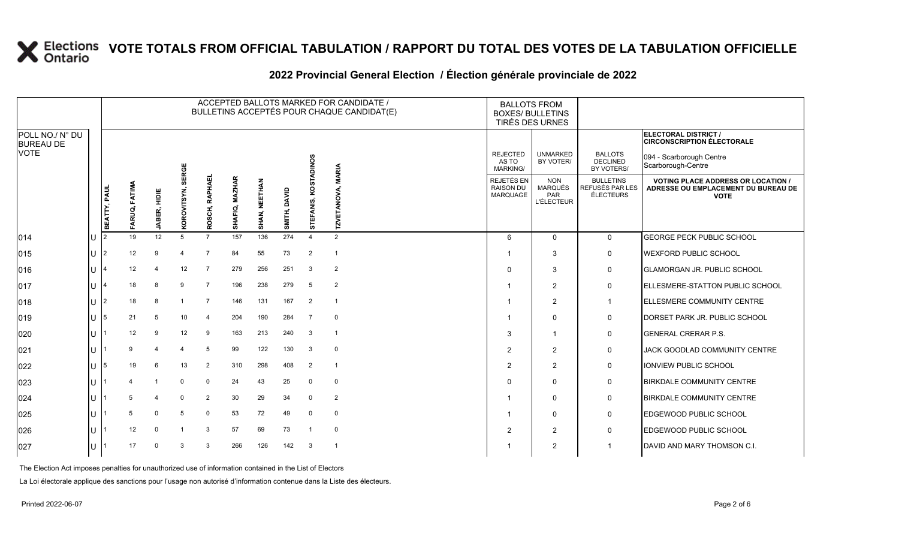# VOTE TOTALS FROM OFFICIAL TABULATION / RAPPORT DU TOTAL DES VOTES DE LA TABULATION OFFICIELLE

## 2022 Provincial General Election / Élection générale provinciale de 2022

| POLL NO./ N° DU BUREAU DE VOTE | | ACCEPTED BALLOTS MARKED FOR CANDIDATE / BULLETINS ACCEPTÉS POUR CHAQUE CANDIDAT(E) | | | | | | | | | | BALLOTS FROM BOXES/ BULLETINS TIRÉS DES URNES | | | ELECTORAL DISTRICT / CIRCONSCRIPTION ÉLECTORALE 094 - Scarborough Centre Scarborough-Centre |
|---|---|---|---|---|---|---|---|---|---|---|---|---|---|---|---|
| | | BEATTY, PAUL | FARUQ, FATIMA | JABER, HIDIE | KOROVITSYN, SERGE | ROSCH, RAPHAEL | SHAFIQ, MAZHAR | SHAN, NEETHAN | SMITH, DAVID | STEFANIS, KOSTADINOS | TZVETANOVA, MARIA | REJECTED AS TO MARKING/ REJETÉS EN RAISON DU MARQUAGE | UNMARKED BY VOTER/ NON MARQUÉS PAR L'ÉLECTEUR | BALLOTS DECLINED BY VOTERS/ BULLETINS REFUSÉS PAR LES ÉLECTEURS | VOTING PLACE ADDRESS OR LOCATION / ADRESSE OU EMPLACEMENT DU BUREAU DE VOTE |
| 014 | U | 2 | 19 | 12 | 5 | 7 | 157 | 136 | 274 | 4 | 2 | 6 | 0 | 0 | GEORGE PECK PUBLIC SCHOOL |
| 015 | U | 2 | 12 | 9 | 4 | 7 | 84 | 55 | 73 | 2 | 1 | 1 | 3 | 0 | WEXFORD PUBLIC SCHOOL |
| 016 | U | 4 | 12 | 4 | 12 | 7 | 279 | 256 | 251 | 3 | 2 | 0 | 3 | 0 | GLAMORGAN JR. PUBLIC SCHOOL |
| 017 | U | 4 | 18 | 8 | 9 | 7 | 196 | 238 | 279 | 5 | 2 | 1 | 2 | 0 | ELLESMERE-STATTON PUBLIC SCHOOL |
| 018 | U | 2 | 18 | 8 | 1 | 7 | 146 | 131 | 167 | 2 | 1 | 1 | 2 | 1 | ELLESMERE COMMUNITY CENTRE |
| 019 | U | 5 | 21 | 5 | 10 | 4 | 204 | 190 | 284 | 7 | 0 | 1 | 0 | 0 | DORSET PARK JR. PUBLIC SCHOOL |
| 020 | U | 1 | 12 | 9 | 12 | 9 | 163 | 213 | 240 | 3 | 1 | 3 | 1 | 0 | GENERAL CRERAR P.S. |
| 021 | U | 1 | 9 | 4 | 4 | 5 | 99 | 122 | 130 | 3 | 0 | 2 | 2 | 0 | JACK GOODLAD COMMUNITY CENTRE |
| 022 | U | 5 | 19 | 6 | 13 | 2 | 310 | 298 | 408 | 2 | 1 | 2 | 2 | 0 | IONVIEW PUBLIC SCHOOL |
| 023 | U | 1 | 4 | 1 | 0 | 0 | 24 | 43 | 25 | 0 | 0 | 0 | 0 | 0 | BIRKDALE COMMUNITY CENTRE |
| 024 | U | 1 | 5 | 4 | 0 | 2 | 30 | 29 | 34 | 0 | 2 | 1 | 0 | 0 | BIRKDALE COMMUNITY CENTRE |
| 025 | U | 1 | 5 | 0 | 5 | 0 | 53 | 72 | 49 | 0 | 0 | 1 | 0 | 0 | EDGEWOOD PUBLIC SCHOOL |
| 026 | U | 1 | 12 | 0 | 1 | 3 | 57 | 69 | 73 | 1 | 0 | 2 | 2 | 0 | EDGEWOOD PUBLIC SCHOOL |
| 027 | U | 1 | 17 | 0 | 3 | 3 | 266 | 126 | 142 | 3 | 1 | 1 | 2 | 1 | DAVID AND MARY THOMSON C.I. |

The Election Act imposes penalties for unauthorized use of information contained in the List of Electors

La Loi électorale applique des sanctions pour l'usage non autorisé d'information contenue dans la Liste des électeurs.

Printed 2022-06-07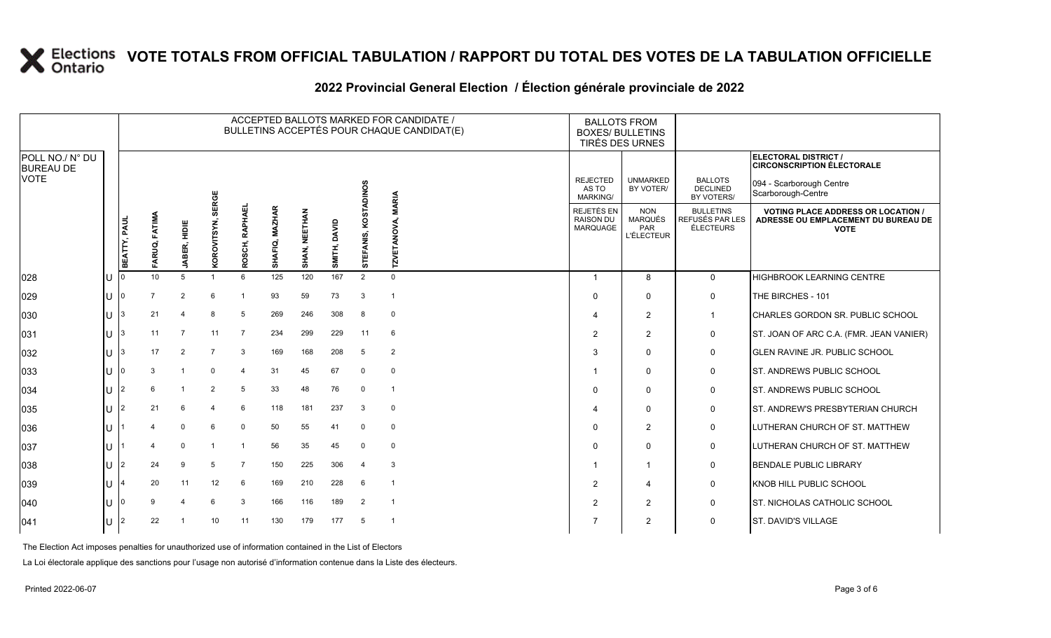# VOTE TOTALS FROM OFFICIAL TABULATION / RAPPORT DU TOTAL DES VOTES DE LA TABULATION OFFICIELLE

## 2022 Provincial General Election / Élection générale provinciale de 2022

**ELECTORAL DISTRICT / CIRCONSCRIPTION ÉLECTORALE:** 094 - Scarborough Centre / Scarborough-Centre

| POLL NO./ N° DU BUREAU DE VOTE | | ACCEPTED BALLOTS MARKED FOR CANDIDATE / BULLETINS ACCEPTÉS POUR CHAQUE CANDIDAT(E) | | | | | | | | | | BALLOTS FROM BOXES/ BULLETINS TIRÉS DES URNES | | | |
|---|---|---|---|---|---|---|---|---|---|---|---|---|---|---|---|
| | | BEATTY, PAUL | FARUQ, FATIMA | JABER, HIDIE | KOROVITSYN, SERGE | ROSCH, RAPHAEL | SHAFIQ, MAZHAR | SHAN, NEETHAN | SMITH, DAVID | STEFANIS, KOSTADINOS | TZVETANOVA, MARIA | REJECTED AS TO MARKING/ REJETÉS EN RAISON DU MARQUAGE | UNMARKED BY VOTER/ NON MARQUÉS PAR L'ÉLECTEUR | BALLOTS DECLINED BY VOTERS/ BULLETINS REFUSÉS PAR LES ÉLECTEURS | VOTING PLACE ADDRESS OR LOCATION / ADRESSE OU EMPLACEMENT DU BUREAU DE VOTE |
| 028 | U | 0 | 10 | 5 | 1 | 6 | 125 | 120 | 167 | 2 | 0 | 1 | 8 | 0 | HIGHBROOK LEARNING CENTRE |
| 029 | U | 0 | 7 | 2 | 6 | 1 | 93 | 59 | 73 | 3 | 1 | 0 | 0 | 0 | THE BIRCHES - 101 |
| 030 | U | 3 | 21 | 4 | 8 | 5 | 269 | 246 | 308 | 8 | 0 | 4 | 2 | 1 | CHARLES GORDON SR. PUBLIC SCHOOL |
| 031 | U | 3 | 11 | 7 | 11 | 7 | 234 | 299 | 229 | 11 | 6 | 2 | 2 | 0 | ST. JOAN OF ARC C.A. (FMR. JEAN VANIER) |
| 032 | U | 3 | 17 | 2 | 7 | 3 | 169 | 168 | 208 | 5 | 2 | 3 | 0 | 0 | GLEN RAVINE JR. PUBLIC SCHOOL |
| 033 | U | 0 | 3 | 1 | 0 | 4 | 31 | 45 | 67 | 0 | 0 | 1 | 0 | 0 | ST. ANDREWS PUBLIC SCHOOL |
| 034 | U | 2 | 6 | 1 | 2 | 5 | 33 | 48 | 76 | 0 | 1 | 0 | 0 | 0 | ST. ANDREWS PUBLIC SCHOOL |
| 035 | U | 2 | 21 | 6 | 4 | 6 | 118 | 181 | 237 | 3 | 0 | 4 | 0 | 0 | ST. ANDREW'S PRESBYTERIAN CHURCH |
| 036 | U | 1 | 4 | 0 | 6 | 0 | 50 | 55 | 41 | 0 | 0 | 0 | 2 | 0 | LUTHERAN CHURCH OF ST. MATTHEW |
| 037 | U | 1 | 4 | 0 | 1 | 1 | 56 | 35 | 45 | 0 | 0 | 0 | 0 | 0 | LUTHERAN CHURCH OF ST. MATTHEW |
| 038 | U | 2 | 24 | 9 | 5 | 7 | 150 | 225 | 306 | 4 | 3 | 1 | 1 | 0 | BENDALE PUBLIC LIBRARY |
| 039 | U | 4 | 20 | 11 | 12 | 6 | 169 | 210 | 228 | 6 | 1 | 2 | 4 | 0 | KNOB HILL PUBLIC SCHOOL |
| 040 | U | 0 | 9 | 4 | 6 | 3 | 166 | 116 | 189 | 2 | 1 | 2 | 2 | 0 | ST. NICHOLAS CATHOLIC SCHOOL |
| 041 | U | 2 | 22 | 1 | 10 | 11 | 130 | 179 | 177 | 5 | 1 | 7 | 2 | 0 | ST. DAVID'S VILLAGE |

The Election Act imposes penalties for unauthorized use of information contained in the List of Electors

La Loi électorale applique des sanctions pour l'usage non autorisé d'information contenue dans la Liste des électeurs.

Printed 2022-06-07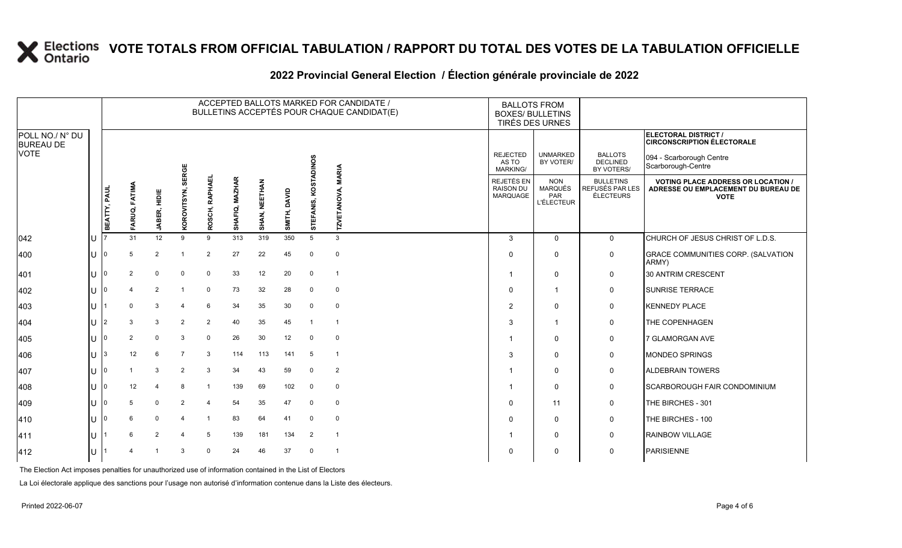# VOTE TOTALS FROM OFFICIAL TABULATION / RAPPORT DU TOTAL DES VOTES DE LA TABULATION OFFICIELLE

## 2022 Provincial General Election / Élection générale provinciale de 2022

ELECTORAL DISTRICT / CIRCONSCRIPTION ÉLECTORALE: 094 - Scarborough Centre / Scarborough-Centre

| POLL NO./ N° DU BUREAU DE VOTE | | ACCEPTED BALLOTS MARKED FOR CANDIDATE / BULLETINS ACCEPTÉS POUR CHAQUE CANDIDAT(E) | | | | | | | | | | BALLOTS FROM BOXES/ BULLETINS TIRÉS DES URNES | | | |
|---|---|---|---|---|---|---|---|---|---|---|---|---|---|---|---|
| | | BEATTY, PAUL | FARUQ, FATIMA | JABER, HIDIE | KOROVITSYN, SERGE | ROSCH, RAPHAEL | SHAFIQ, MAZHAR | SHAN, NEETHAN | SMITH, DAVID | STEFANIS, KOSTADINOS | TZVETANOVA, MARIA | REJECTED AS TO MARKING/ REJETÉS EN RAISON DU MARQUAGE | UNMARKED BY VOTER/ NON MARQUÉS PAR L'ÉLECTEUR | BALLOTS DECLINED BY VOTERS/ BULLETINS REFUSÉS PAR LES ÉLECTEURS | VOTING PLACE ADDRESS OR LOCATION / ADRESSE OU EMPLACEMENT DU BUREAU DE VOTE |
| 042 | U | 7 | 31 | 12 | 9 | 9 | 313 | 319 | 350 | 5 | 3 | 3 | 0 | 0 | CHURCH OF JESUS CHRIST OF L.D.S. |
| 400 | U | 0 | 5 | 2 | 1 | 2 | 27 | 22 | 45 | 0 | 0 | 0 | 0 | 0 | GRACE COMMUNITIES CORP. (SALVATION ARMY) |
| 401 | U | 0 | 2 | 0 | 0 | 0 | 33 | 12 | 20 | 0 | 1 | 1 | 0 | 0 | 30 ANTRIM CRESCENT |
| 402 | U | 0 | 4 | 2 | 1 | 0 | 73 | 32 | 28 | 0 | 0 | 0 | 1 | 0 | SUNRISE TERRACE |
| 403 | U | 1 | 0 | 3 | 4 | 6 | 34 | 35 | 30 | 0 | 0 | 2 | 0 | 0 | KENNEDY PLACE |
| 404 | U | 2 | 3 | 3 | 2 | 2 | 40 | 35 | 45 | 1 | 1 | 3 | 1 | 0 | THE COPENHAGEN |
| 405 | U | 0 | 2 | 0 | 3 | 0 | 26 | 30 | 12 | 0 | 0 | 1 | 0 | 0 | 7 GLAMORGAN AVE |
| 406 | U | 3 | 12 | 6 | 7 | 3 | 114 | 113 | 141 | 5 | 1 | 3 | 0 | 0 | MONDEO SPRINGS |
| 407 | U | 0 | 1 | 3 | 2 | 3 | 34 | 43 | 59 | 0 | 2 | 1 | 0 | 0 | ALDEBRAIN TOWERS |
| 408 | U | 0 | 12 | 4 | 8 | 1 | 139 | 69 | 102 | 0 | 0 | 1 | 0 | 0 | SCARBOROUGH FAIR CONDOMINIUM |
| 409 | U | 0 | 5 | 0 | 2 | 4 | 54 | 35 | 47 | 0 | 0 | 0 | 11 | 0 | THE BIRCHES - 301 |
| 410 | U | 0 | 6 | 0 | 4 | 1 | 83 | 64 | 41 | 0 | 0 | 0 | 0 | 0 | THE BIRCHES - 100 |
| 411 | U | 1 | 6 | 2 | 4 | 5 | 139 | 181 | 134 | 2 | 1 | 1 | 0 | 0 | RAINBOW VILLAGE |
| 412 | U | 1 | 4 | 1 | 3 | 0 | 24 | 46 | 37 | 0 | 1 | 0 | 0 | 0 | PARISIENNE |

The Election Act imposes penalties for unauthorized use of information contained in the List of Electors

La Loi électorale applique des sanctions pour l'usage non autorisé d'information contenue dans la Liste des électeurs.

Printed 2022-06-07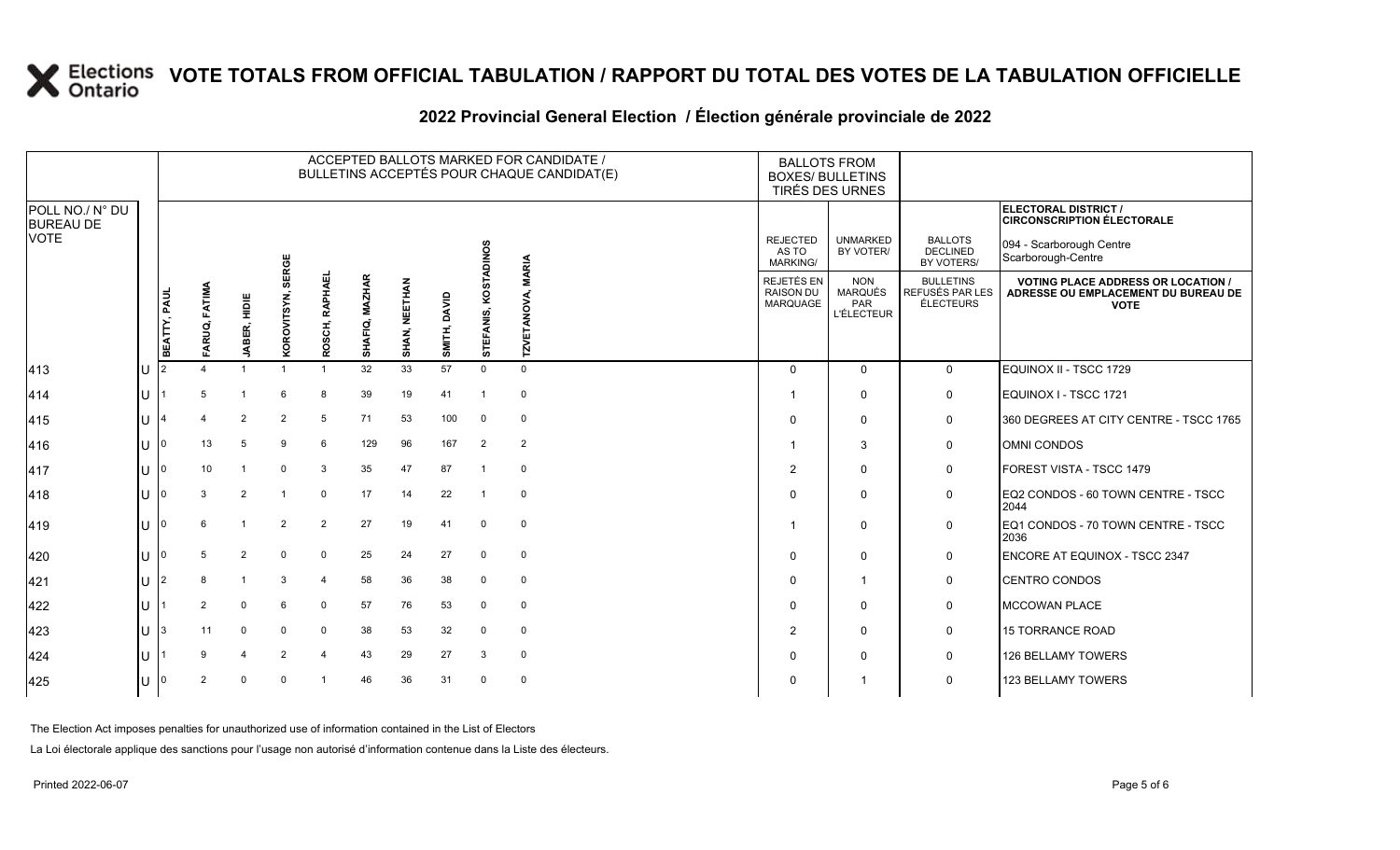# VOTE TOTALS FROM OFFICIAL TABULATION / RAPPORT DU TOTAL DES VOTES DE LA TABULATION OFFICIELLE

## 2022 Provincial General Election / Élection générale provinciale de 2022

ELECTORAL DISTRICT / CIRCONSCRIPTION ÉLECTORALE: 094 - Scarborough Centre / Scarborough-Centre

| POLL NO./ N° DU BUREAU DE VOTE | | ACCEPTED BALLOTS MARKED FOR CANDIDATE / BULLETINS ACCEPTÉS POUR CHAQUE CANDIDAT(E) | | | | | | | | | | BALLOTS FROM BOXES/ BULLETINS TIRÉS DES URNES | | | |
|---|---|---|---|---|---|---|---|---|---|---|---|---|---|---|---|
| | | BEATTY, PAUL | FARUQ, FATIMA | JABER, HIDIE | KOROVITSYN, SERGE | ROSCH, RAPHAEL | SHAFIQ, MAZHAR | SHAN, NEETHAN | SMITH, DAVID | STEFANIS, KOSTADINOS | TZVETANOVA, MARIA | REJECTED AS TO MARKING/ REJETÉS EN RAISON DU MARQUAGE | UNMARKED BY VOTER/ NON MARQUÉS PAR L'ÉLECTEUR | BALLOTS DECLINED BY VOTERS/ BULLETINS REFUSÉS PAR LES ÉLECTEURS | VOTING PLACE ADDRESS OR LOCATION / ADRESSE OU EMPLACEMENT DU BUREAU DE VOTE |
| 413 | U | 2 | 4 | 1 | 1 | 1 | 32 | 33 | 57 | 0 | 0 | 0 | 0 | 0 | EQUINOX II - TSCC 1729 |
| 414 | U | 1 | 5 | 1 | 6 | 8 | 39 | 19 | 41 | 1 | 0 | 1 | 0 | 0 | EQUINOX I - TSCC 1721 |
| 415 | U | 4 | 4 | 2 | 2 | 5 | 71 | 53 | 100 | 0 | 0 | 0 | 0 | 0 | 360 DEGREES AT CITY CENTRE - TSCC 1765 |
| 416 | U | 0 | 13 | 5 | 9 | 6 | 129 | 96 | 167 | 2 | 2 | 1 | 3 | 0 | OMNI CONDOS |
| 417 | U | 0 | 10 | 1 | 0 | 3 | 35 | 47 | 87 | 1 | 0 | 2 | 0 | 0 | FOREST VISTA - TSCC 1479 |
| 418 | U | 0 | 3 | 2 | 1 | 0 | 17 | 14 | 22 | 1 | 0 | 0 | 0 | 0 | EQ2 CONDOS - 60 TOWN CENTRE - TSCC 2044 |
| 419 | U | 0 | 6 | 1 | 2 | 2 | 27 | 19 | 41 | 0 | 0 | 1 | 0 | 0 | EQ1 CONDOS - 70 TOWN CENTRE - TSCC 2036 |
| 420 | U | 0 | 5 | 2 | 0 | 0 | 25 | 24 | 27 | 0 | 0 | 0 | 0 | 0 | ENCORE AT EQUINOX - TSCC 2347 |
| 421 | U | 2 | 8 | 1 | 3 | 4 | 58 | 36 | 38 | 0 | 0 | 0 | 1 | 0 | CENTRO CONDOS |
| 422 | U | 1 | 2 | 0 | 6 | 0 | 57 | 76 | 53 | 0 | 0 | 0 | 0 | 0 | MCCOWAN PLACE |
| 423 | U | 3 | 11 | 0 | 0 | 0 | 38 | 53 | 32 | 0 | 0 | 2 | 0 | 0 | 15 TORRANCE ROAD |
| 424 | U | 1 | 9 | 4 | 2 | 4 | 43 | 29 | 27 | 3 | 0 | 0 | 0 | 0 | 126 BELLAMY TOWERS |
| 425 | U | 0 | 2 | 0 | 0 | 1 | 46 | 36 | 31 | 0 | 0 | 0 | 1 | 0 | 123 BELLAMY TOWERS |

The Election Act imposes penalties for unauthorized use of information contained in the List of Electors

La Loi électorale applique des sanctions pour l'usage non autorisé d'information contenue dans la Liste des électeurs.

Printed 2022-06-07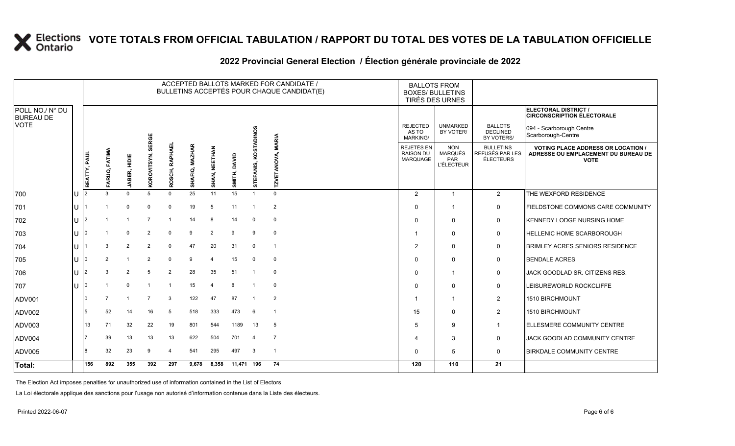# VOTE TOTALS FROM OFFICIAL TABULATION / RAPPORT DU TOTAL DES VOTES DE LA TABULATION OFFICIELLE

## 2022 Provincial General Election / Élection générale provinciale de 2022

ELECTORAL DISTRICT / CIRCONSCRIPTION ÉLECTORALE: 094 - Scarborough Centre / Scarborough-Centre

| POLL NO./ N° DU BUREAU DE VOTE | | BEATTY, PAUL | FARUQ, FATIMA | JABER, HIDIE | KOROVITSYN, SERGE | ROSCH, RAPHAEL | SHAFIQ, MAZHAR | SHAN, NEETHAN | SMITH, DAVID | STEFANIS, KOSTADINOS | TZVETANOVA, MARIA | REJECTED AS TO MARKING/ REJETÉS EN RAISON DU MARQUAGE | UNMARKED BY VOTER/ NON MARQUÉS PAR L'ÉLECTEUR | BALLOTS DECLINED BY VOTERS/ BULLETINS REFUSÉS PAR LES ÉLECTEURS | VOTING PLACE ADDRESS OR LOCATION / ADRESSE OU EMPLACEMENT DU BUREAU DE VOTE |
|---|---|---|---|---|---|---|---|---|---|---|---|---|---|---|---|
| 700 | U | 2 | 3 | 0 | 5 | 0 | 25 | 11 | 15 | 1 | 0 | 2 | 1 | 2 | THE WEXFORD RESIDENCE |
| 701 | U | 1 | 1 | 0 | 0 | 0 | 19 | 5 | 11 | 1 | 2 | 0 | 1 | 0 | FIELDSTONE COMMONS CARE COMMUNITY |
| 702 | U | 2 | 1 | 1 | 7 | 1 | 14 | 8 | 14 | 0 | 0 | 0 | 0 | 0 | KENNEDY LODGE NURSING HOME |
| 703 | U | 0 | 1 | 0 | 2 | 0 | 9 | 2 | 9 | 9 | 0 | 1 | 0 | 0 | HELLENIC HOME SCARBOROUGH |
| 704 | U | 1 | 3 | 2 | 2 | 0 | 47 | 20 | 31 | 0 | 1 | 2 | 0 | 0 | BRIMLEY ACRES SENIORS RESIDENCE |
| 705 | U | 0 | 2 | 1 | 2 | 0 | 9 | 4 | 15 | 0 | 0 | 0 | 0 | 0 | BENDALE ACRES |
| 706 | U | 2 | 3 | 2 | 5 | 2 | 28 | 35 | 51 | 1 | 0 | 0 | 1 | 0 | JACK GOODLAD SR. CITIZENS RES. |
| 707 | U | 0 | 1 | 0 | 1 | 1 | 15 | 4 | 8 | 1 | 0 | 0 | 0 | 0 | LEISUREWORLD ROCKCLIFFE |
| ADV001 | | 0 | 7 | 1 | 7 | 3 | 122 | 47 | 87 | 1 | 2 | 1 | 1 | 2 | 1510 BIRCHMOUNT |
| ADV002 | | 5 | 52 | 14 | 16 | 5 | 518 | 333 | 473 | 6 | 1 | 15 | 0 | 2 | 1510 BIRCHMOUNT |
| ADV003 | | 13 | 71 | 32 | 22 | 19 | 801 | 544 | 1189 | 13 | 5 | 5 | 9 | 1 | ELLESMERE COMMUNITY CENTRE |
| ADV004 | | 7 | 39 | 13 | 13 | 13 | 622 | 504 | 701 | 4 | 7 | 4 | 3 | 0 | JACK GOODLAD COMMUNITY CENTRE |
| ADV005 | | 8 | 32 | 23 | 9 | 4 | 541 | 295 | 497 | 3 | 1 | 0 | 5 | 0 | BIRKDALE COMMUNITY CENTRE |
| **Total:** | | **156** | **892** | **355** | **392** | **297** | **9,678** | **8,358** | **11,471** | **196** | **74** | **120** | **110** | **21** | |

The Election Act imposes penalties for unauthorized use of information contained in the List of Electors

La Loi électorale applique des sanctions pour l'usage non autorisé d'information contenue dans la Liste des électeurs.

Printed 2022-06-07